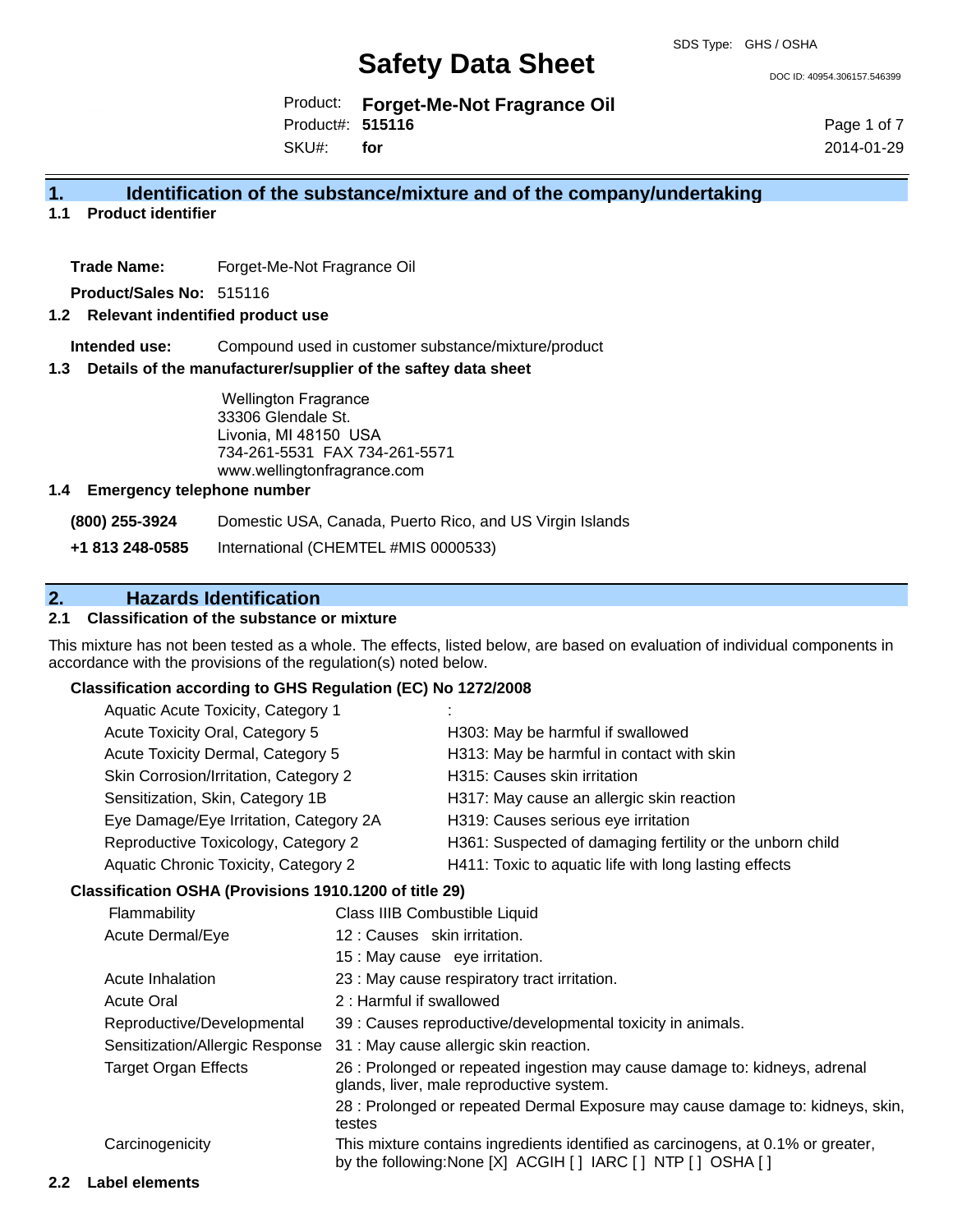SDS Type: GHS / OSHA

# Safety Data Sheet

DOC ID: 40954.306157.546399

Product: **Forget-Me-Not Fragrance Oil**
Product#: **515116**
SKU#: **for**

2014-01-29

## 1. Identification of the substance/mixture and of the company/undertaking

### 1.1 Product identifier

**Trade Name:** Forget-Me-Not Fragrance Oil

**Product/Sales No:** 515116

### 1.2 Relevant identified product use

**Intended use:** Compound used in customer substance/mixture/product

### 1.3 Details of the manufacturer/supplier of the saftey data sheet

Wellington Fragrance
33306 Glendale St.
Livonia, MI 48150 USA
734-261-5531 FAX 734-261-5571
www.wellingtonfragrance.com

### 1.4 Emergency telephone number

| | |
|---|---|
| **(800) 255-3924** | Domestic USA, Canada, Puerto Rico, and US Virgin Islands |
| **+1 813 248-0585** | International (CHEMTEL #MIS 0000533) |

## 2. Hazards Identification

### 2.1 Classification of the substance or mixture

This mixture has not been tested as a whole. The effects, listed below, are based on evaluation of individual components in accordance with the provisions of the regulation(s) noted below.

**Classification according to GHS Regulation (EC) No 1272/2008**

| | |
|---|---|
| Aquatic Acute Toxicity, Category 1 | : |
| Acute Toxicity Oral, Category 5 | H303: May be harmful if swallowed |
| Acute Toxicity Dermal, Category 5 | H313: May be harmful in contact with skin |
| Skin Corrosion/Irritation, Category 2 | H315: Causes skin irritation |
| Sensitization, Skin, Category 1B | H317: May cause an allergic skin reaction |
| Eye Damage/Eye Irritation, Category 2A | H319: Causes serious eye irritation |
| Reproductive Toxicology, Category 2 | H361: Suspected of damaging fertility or the unborn child |
| Aquatic Chronic Toxicity, Category 2 | H411: Toxic to aquatic life with long lasting effects |

**Classification OSHA (Provisions 1910.1200 of title 29)**

| | |
|---|---|
| Flammability | Class IIIB Combustible Liquid |
| Acute Dermal/Eye | 12 : Causes skin irritation. |
| | 15 : May cause eye irritation. |
| Acute Inhalation | 23 : May cause respiratory tract irritation. |
| Acute Oral | 2 : Harmful if swallowed |
| Reproductive/Developmental | 39 : Causes reproductive/developmental toxicity in animals. |
| Sensitization/Allergic Response | 31 : May cause allergic skin reaction. |
| Target Organ Effects | 26 : Prolonged or repeated ingestion may cause damage to: kidneys, adrenal glands, liver, male reproductive system. |
| | 28 : Prolonged or repeated Dermal Exposure may cause damage to: kidneys, skin, testes |
| Carcinogenicity | This mixture contains ingredients identified as carcinogens, at 0.1% or greater, by the following:None [X] ACGIH [ ] IARC [ ] NTP [ ] OSHA [ ] |

### 2.2 Label elements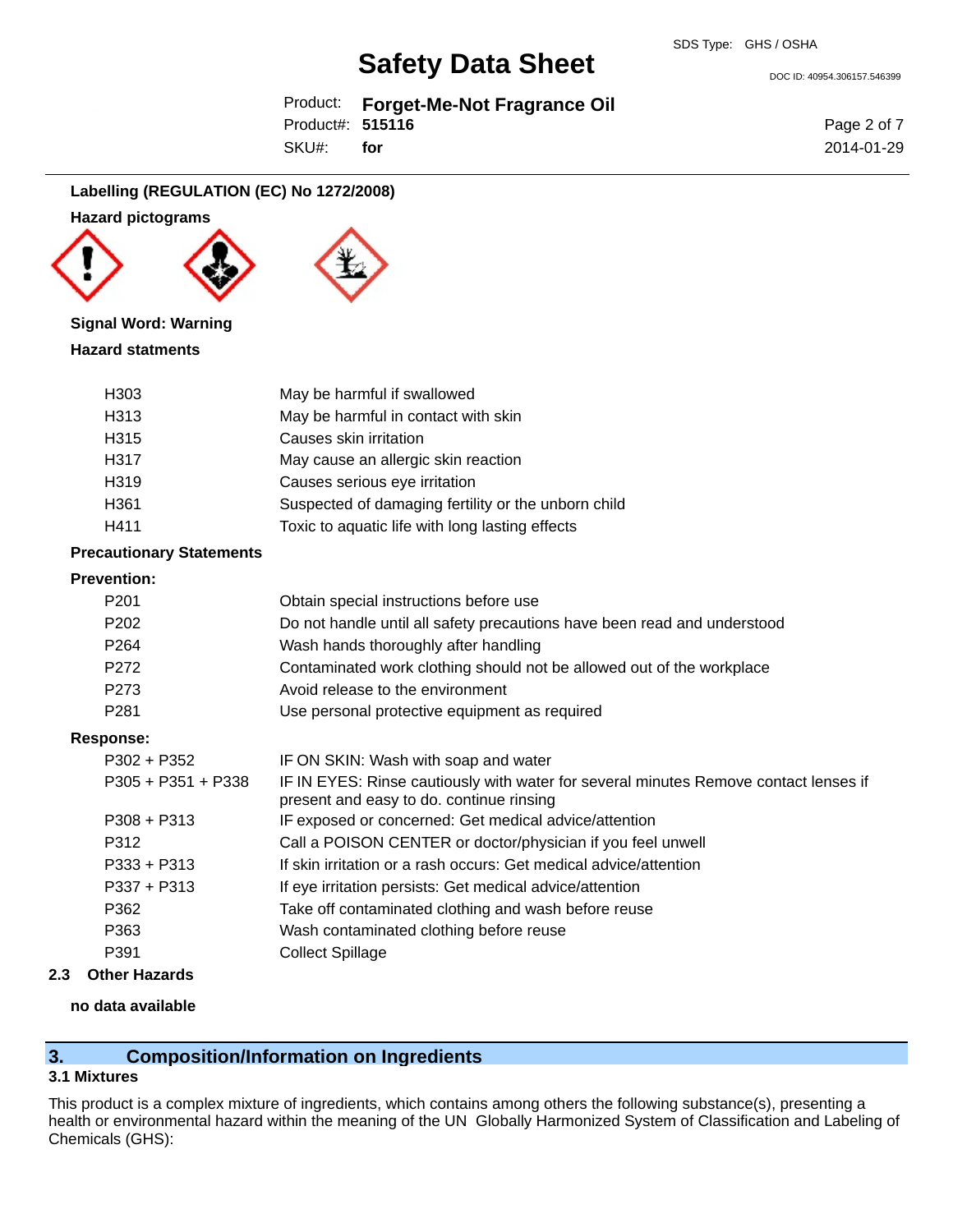**Labelling (REGULATION (EC) No 1272/2008)**

**Hazard pictograms**

**Signal Word: Warning**

**Hazard statments**

| | |
|---|---|
| H303 | May be harmful if swallowed |
| H313 | May be harmful in contact with skin |
| H315 | Causes skin irritation |
| H317 | May cause an allergic skin reaction |
| H319 | Causes serious eye irritation |
| H361 | Suspected of damaging fertility or the unborn child |
| H411 | Toxic to aquatic life with long lasting effects |

**Precautionary Statements**

**Prevention:**

| | |
|---|---|
| P201 | Obtain special instructions before use |
| P202 | Do not handle until all safety precautions have been read and understood |
| P264 | Wash hands thoroughly after handling |
| P272 | Contaminated work clothing should not be allowed out of the workplace |
| P273 | Avoid release to the environment |
| P281 | Use personal protective equipment as required |

**Response:**

| | |
|---|---|
| P302 + P352 | IF ON SKIN: Wash with soap and water |
| P305 + P351 + P338 | IF IN EYES: Rinse cautiously with water for several minutes Remove contact lenses if present and easy to do. continue rinsing |
| P308 + P313 | IF exposed or concerned: Get medical advice/attention |
| P312 | Call a POISON CENTER or doctor/physician if you feel unwell |
| P333 + P313 | If skin irritation or a rash occurs: Get medical advice/attention |
| P337 + P313 | If eye irritation persists: Get medical advice/attention |
| P362 | Take off contaminated clothing and wash before reuse |
| P363 | Wash contaminated clothing before reuse |
| P391 | Collect Spillage |

## 2.3 Other Hazards

**no data available**

## 3. Composition/Information on Ingredients

### 3.1 Mixtures

This product is a complex mixture of ingredients, which contains among others the following substance(s), presenting a health or environmental hazard within the meaning of the UN Globally Harmonized System of Classification and Labeling of Chemicals (GHS):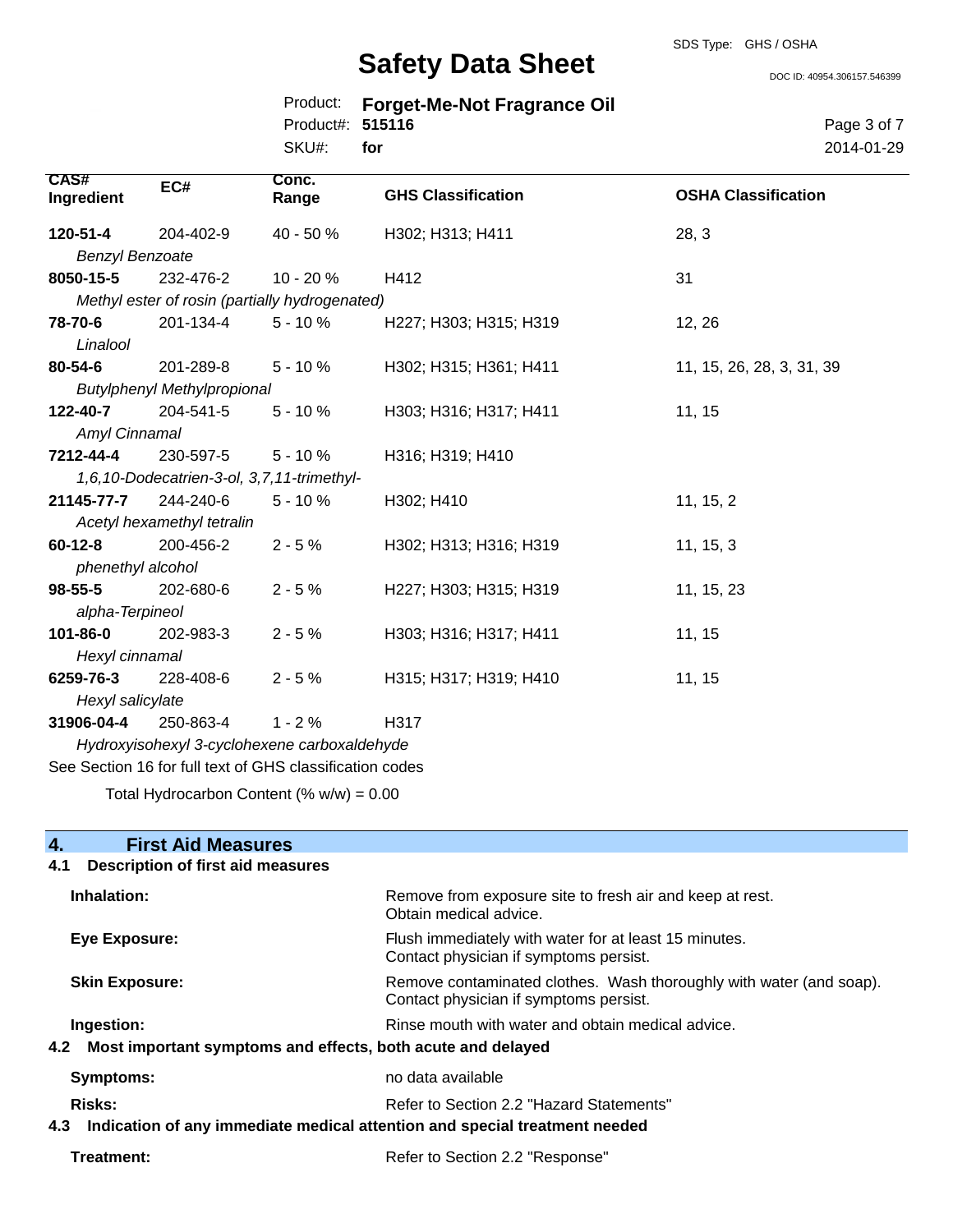| CAS# Ingredient | EC# | Conc. Range | GHS Classification | OSHA Classification |
| --- | --- | --- | --- | --- |
| **120-51-4** | 204-402-9 | 40 - 50 % | H302; H313; H411 | 28, 3 |
| *Benzyl Benzoate* | | | | |
| **8050-15-5** | 232-476-2 | 10 - 20 % | H412 | 31 |
| *Methyl ester of rosin (partially hydrogenated)* | | | | |
| **78-70-6** | 201-134-4 | 5 - 10 % | H227; H303; H315; H319 | 12, 26 |
| *Linalool* | | | | |
| **80-54-6** | 201-289-8 | 5 - 10 % | H302; H315; H361; H411 | 11, 15, 26, 28, 3, 31, 39 |
| *Butylphenyl Methylpropional* | | | | |
| **122-40-7** | 204-541-5 | 5 - 10 % | H303; H316; H317; H411 | 11, 15 |
| *Amyl Cinnamal* | | | | |
| **7212-44-4** | 230-597-5 | 5 - 10 % | H316; H319; H410 | |
| *1,6,10-Dodecatrien-3-ol, 3,7,11-trimethyl-* | | | | |
| **21145-77-7** | 244-240-6 | 5 - 10 % | H302; H410 | 11, 15, 2 |
| *Acetyl hexamethyl tetralin* | | | | |
| **60-12-8** | 200-456-2 | 2 - 5 % | H302; H313; H316; H319 | 11, 15, 3 |
| *phenethyl alcohol* | | | | |
| **98-55-5** | 202-680-6 | 2 - 5 % | H227; H303; H315; H319 | 11, 15, 23 |
| *alpha-Terpineol* | | | | |
| **101-86-0** | 202-983-3 | 2 - 5 % | H303; H316; H317; H411 | 11, 15 |
| *Hexyl cinnamal* | | | | |
| **6259-76-3** | 228-408-6 | 2 - 5 % | H315; H317; H319; H410 | 11, 15 |
| *Hexyl salicylate* | | | | |
| **31906-04-4** | 250-863-4 | 1 - 2 % | H317 | |
| *Hydroxyisohexyl 3-cyclohexene carboxaldehyde* | | | | |

See Section 16 for full text of GHS classification codes

Total Hydrocarbon Content (% w/w) = 0.00

## 4. First Aid Measures

### 4.1 Description of first aid measures

**Inhalation:** Remove from exposure site to fresh air and keep at rest. Obtain medical advice.

**Eye Exposure:** Flush immediately with water for at least 15 minutes. Contact physician if symptoms persist.

**Skin Exposure:** Remove contaminated clothes. Wash thoroughly with water (and soap). Contact physician if symptoms persist.

**Ingestion:** Rinse mouth with water and obtain medical advice.

### 4.2 Most important symptoms and effects, both acute and delayed

**Symptoms:** no data available

**Risks:** Refer to Section 2.2 "Hazard Statements"

### 4.3 Indication of any immediate medical attention and special treatment needed

**Treatment:** Refer to Section 2.2 "Response"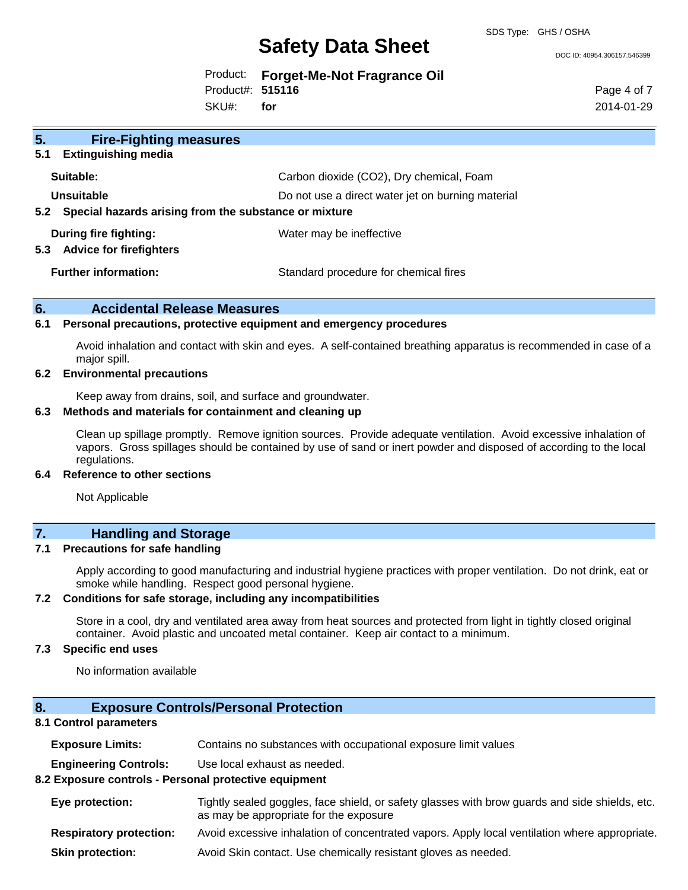## 5. Fire-Fighting measures

### 5.1 Extinguishing media

| | |
|---|---|
| **Suitable:** | Carbon dioxide ($CO_2$), Dry chemical, Foam |
| **Unsuitable** | Do not use a direct water jet on burning material |

### 5.2 Special hazards arising from the substance or mixture

| | |
|---|---|
| **During fire fighting:** | Water may be ineffective |

### 5.3 Advice for firefighters

| | |
|---|---|
| **Further information:** | Standard procedure for chemical fires |

## 6. Accidental Release Measures

### 6.1 Personal precautions, protective equipment and emergency procedures

Avoid inhalation and contact with skin and eyes. A self-contained breathing apparatus is recommended in case of a major spill.

### 6.2 Environmental precautions

Keep away from drains, soil, and surface and groundwater.

### 6.3 Methods and materials for containment and cleaning up

Clean up spillage promptly. Remove ignition sources. Provide adequate ventilation. Avoid excessive inhalation of vapors. Gross spillages should be contained by use of sand or inert powder and disposed of according to the local regulations.

### 6.4 Reference to other sections

Not Applicable

## 7. Handling and Storage

### 7.1 Precautions for safe handling

Apply according to good manufacturing and industrial hygiene practices with proper ventilation. Do not drink, eat or smoke while handling. Respect good personal hygiene.

### 7.2 Conditions for safe storage, including any incompatibilities

Store in a cool, dry and ventilated area away from heat sources and protected from light in tightly closed original container. Avoid plastic and uncoated metal container. Keep air contact to a minimum.

### 7.3 Specific end uses

No information available

## 8. Exposure Controls/Personal Protection

### 8.1 Control parameters

| | |
|---|---|
| **Exposure Limits:** | Contains no substances with occupational exposure limit values |
| **Engineering Controls:** | Use local exhaust as needed. |

### 8.2 Exposure controls - Personal protective equipment

| | |
|---|---|
| **Eye protection:** | Tightly sealed goggles, face shield, or safety glasses with brow guards and side shields, etc. as may be appropriate for the exposure |
| **Respiratory protection:** | Avoid excessive inhalation of concentrated vapors. Apply local ventilation where appropriate. |
| **Skin protection:** | Avoid Skin contact. Use chemically resistant gloves as needed. |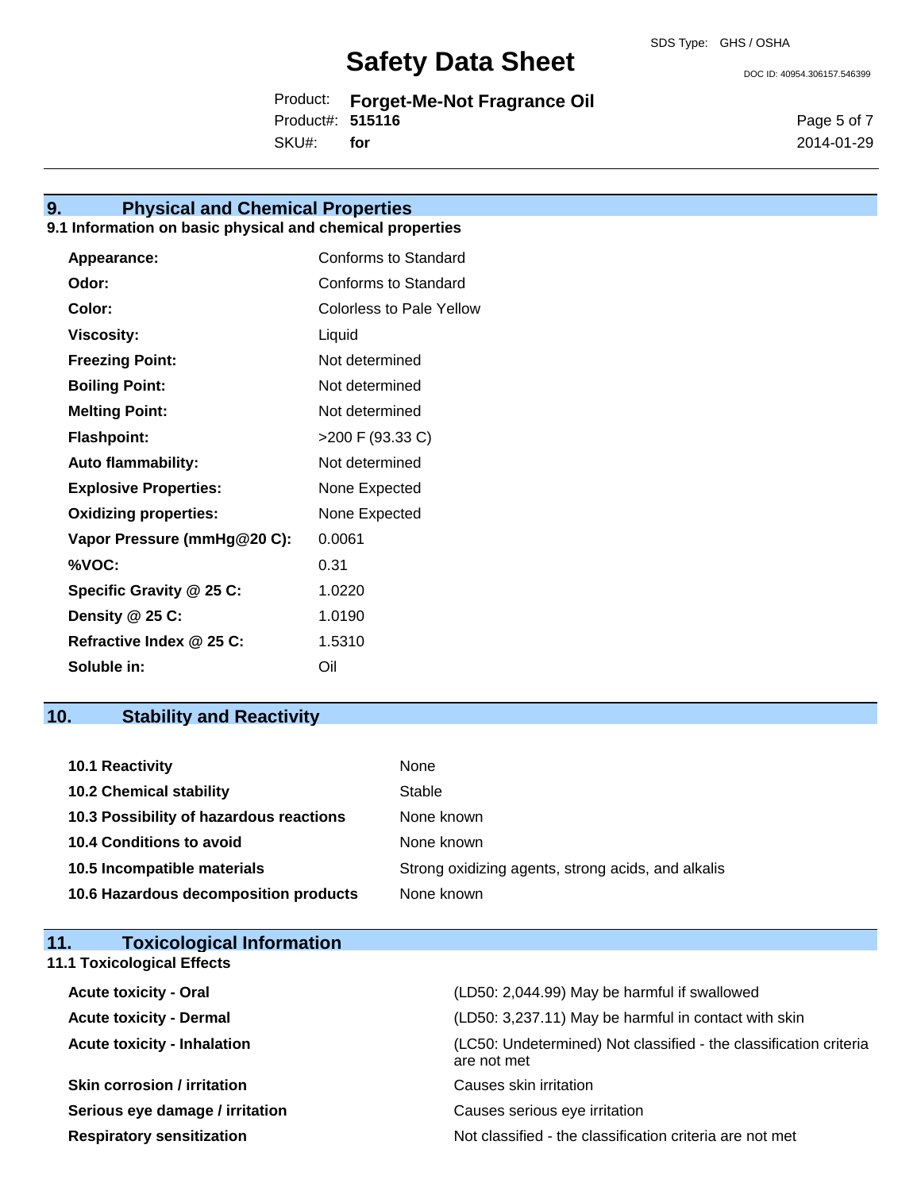## 9. Physical and Chemical Properties

### 9.1 Information on basic physical and chemical properties

| | |
|---|---|
| **Appearance:** | Conforms to Standard |
| **Odor:** | Conforms to Standard |
| **Color:** | Colorless to Pale Yellow |
| **Viscosity:** | Liquid |
| **Freezing Point:** | Not determined |
| **Boiling Point:** | Not determined |
| **Melting Point:** | Not determined |
| **Flashpoint:** | >200 F (93.33 C) |
| **Auto flammability:** | Not determined |
| **Explosive Properties:** | None Expected |
| **Oxidizing properties:** | None Expected |
| **Vapor Pressure (mmHg@20 C):** | 0.0061 |
| **%VOC:** | 0.31 |
| **Specific Gravity @ 25 C:** | 1.0220 |
| **Density @ 25 C:** | 1.0190 |
| **Refractive Index @ 25 C:** | 1.5310 |
| **Soluble in:** | Oil |

## 10. Stability and Reactivity

| | |
|---|---|
| **10.1 Reactivity** | None |
| **10.2 Chemical stability** | Stable |
| **10.3 Possibility of hazardous reactions** | None known |
| **10.4 Conditions to avoid** | None known |
| **10.5 Incompatible materials** | Strong oxidizing agents, strong acids, and alkalis |
| **10.6 Hazardous decomposition products** | None known |

## 11. Toxicological Information

### 11.1 Toxicological Effects

| | |
|---|---|
| **Acute toxicity - Oral** | (LD50: 2,044.99) May be harmful if swallowed |
| **Acute toxicity - Dermal** | (LD50: 3,237.11) May be harmful in contact with skin |
| **Acute toxicity - Inhalation** | (LC50: Undetermined) Not classified - the classification criteria are not met |
| **Skin corrosion / irritation** | Causes skin irritation |
| **Serious eye damage / irritation** | Causes serious eye irritation |
| **Respiratory sensitization** | Not classified - the classification criteria are not met |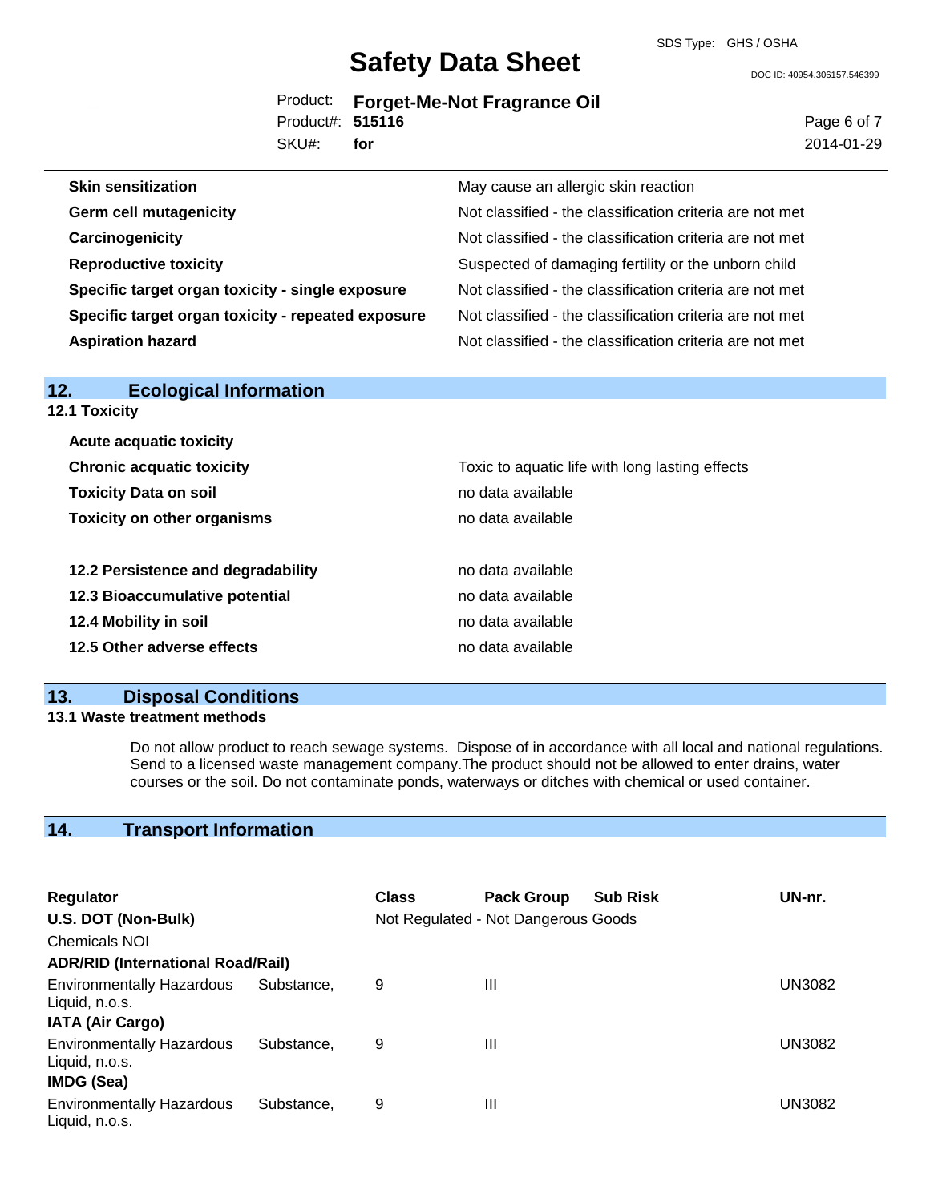| | |
|---|---|
| **Skin sensitization** | May cause an allergic skin reaction |
| **Germ cell mutagenicity** | Not classified - the classification criteria are not met |
| **Carcinogenicity** | Not classified - the classification criteria are not met |
| **Reproductive toxicity** | Suspected of damaging fertility or the unborn child |
| **Specific target organ toxicity - single exposure** | Not classified - the classification criteria are not met |
| **Specific target organ toxicity - repeated exposure** | Not classified - the classification criteria are not met |
| **Aspiration hazard** | Not classified - the classification criteria are not met |

## 12. Ecological Information

### 12.1 Toxicity

| | |
|---|---|
| **Acute acquatic toxicity** | |
| **Chronic acquatic toxicity** | Toxic to aquatic life with long lasting effects |
| **Toxicity Data on soil** | no data available |
| **Toxicity on other organisms** | no data available |

| | |
|---|---|
| **12.2 Persistence and degradability** | no data available |
| **12.3 Bioaccumulative potential** | no data available |
| **12.4 Mobility in soil** | no data available |
| **12.5 Other adverse effects** | no data available |

## 13. Disposal Conditions

### 13.1 Waste treatment methods

Do not allow product to reach sewage systems. Dispose of in accordance with all local and national regulations. Send to a licensed waste management company.The product should not be allowed to enter drains, water courses or the soil. Do not contaminate ponds, waterways or ditches with chemical or used container.

## 14. Transport Information

| Regulator | Class | Pack Group | Sub Risk | UN-nr. |
|---|---|---|---|---|
| **U.S. DOT (Non-Bulk)** | Not Regulated - Not Dangerous Goods | | | |
| Chemicals NOI | | | | |
| **ADR/RID (International Road/Rail)** | | | | |
| Environmentally Hazardous Substance, Liquid, n.o.s. | 9 | III | | UN3082 |
| **IATA (Air Cargo)** | | | | |
| Environmentally Hazardous Substance, Liquid, n.o.s. | 9 | III | | UN3082 |
| **IMDG (Sea)** | | | | |
| Environmentally Hazardous Substance, Liquid, n.o.s. | 9 | III | | UN3082 |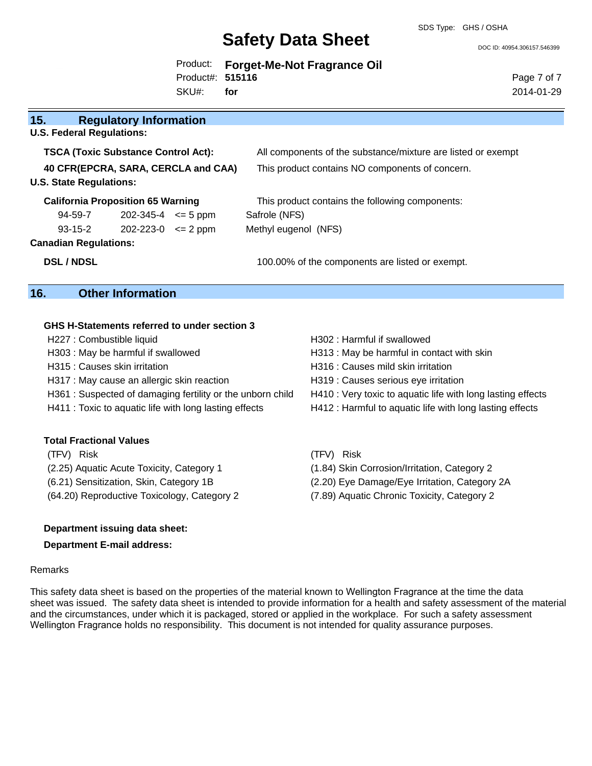# Safety Data Sheet

SDS Type: GHS / OSHA

DOC ID: 40954.306157.546399

Product: **Forget-Me-Not Fragrance Oil**
Product#: **515116**
SKU#: **for**

2014-01-29

## 15. Regulatory Information

**U.S. Federal Regulations:**

**TSCA (Toxic Substance Control Act):** All components of the substance/mixture are listed or exempt

**40 CFR(EPCRA, SARA, CERCLA and CAA)** This product contains NO components of concern.

**U.S. State Regulations:**

**California Proposition 65 Warning** This product contains the following components:

| | | | |
|---|---|---|---|
| 94-59-7 | 202-345-4 | <= 5 ppm | Safrole (NFS) |
| 93-15-2 | 202-223-0 | <= 2 ppm | Methyl eugenol (NFS) |

**Canadian Regulations:**

**DSL / NDSL** 100.00% of the components are listed or exempt.

## 16. Other Information

**GHS H-Statements referred to under section 3**

- H227 : Combustible liquid
- H302 : Harmful if swallowed
- H303 : May be harmful if swallowed
- H313 : May be harmful in contact with skin
- H315 : Causes skin irritation
- H316 : Causes mild skin irritation
- H317 : May cause an allergic skin reaction
- H319 : Causes serious eye irritation
- H361 : Suspected of damaging fertility or the unborn child
- H410 : Very toxic to aquatic life with long lasting effects
- H411 : Toxic to aquatic life with long lasting effects
- H412 : Harmful to aquatic life with long lasting effects

**Total Fractional Values**

| (TFV) Risk | (TFV) Risk |
|---|---|
| (2.25) Aquatic Acute Toxicity, Category 1 | (1.84) Skin Corrosion/Irritation, Category 2 |
| (6.21) Sensitization, Skin, Category 1B | (2.20) Eye Damage/Eye Irritation, Category 2A |
| (64.20) Reproductive Toxicology, Category 2 | (7.89) Aquatic Chronic Toxicity, Category 2 |

**Department issuing data sheet:**

**Department E-mail address:**

Remarks

This safety data sheet is based on the properties of the material known to Wellington Fragrance at the time the data sheet was issued. The safety data sheet is intended to provide information for a health and safety assessment of the material and the circumstances, under which it is packaged, stored or applied in the workplace. For such a safety assessment Wellington Fragrance holds no responsibility. This document is not intended for quality assurance purposes.